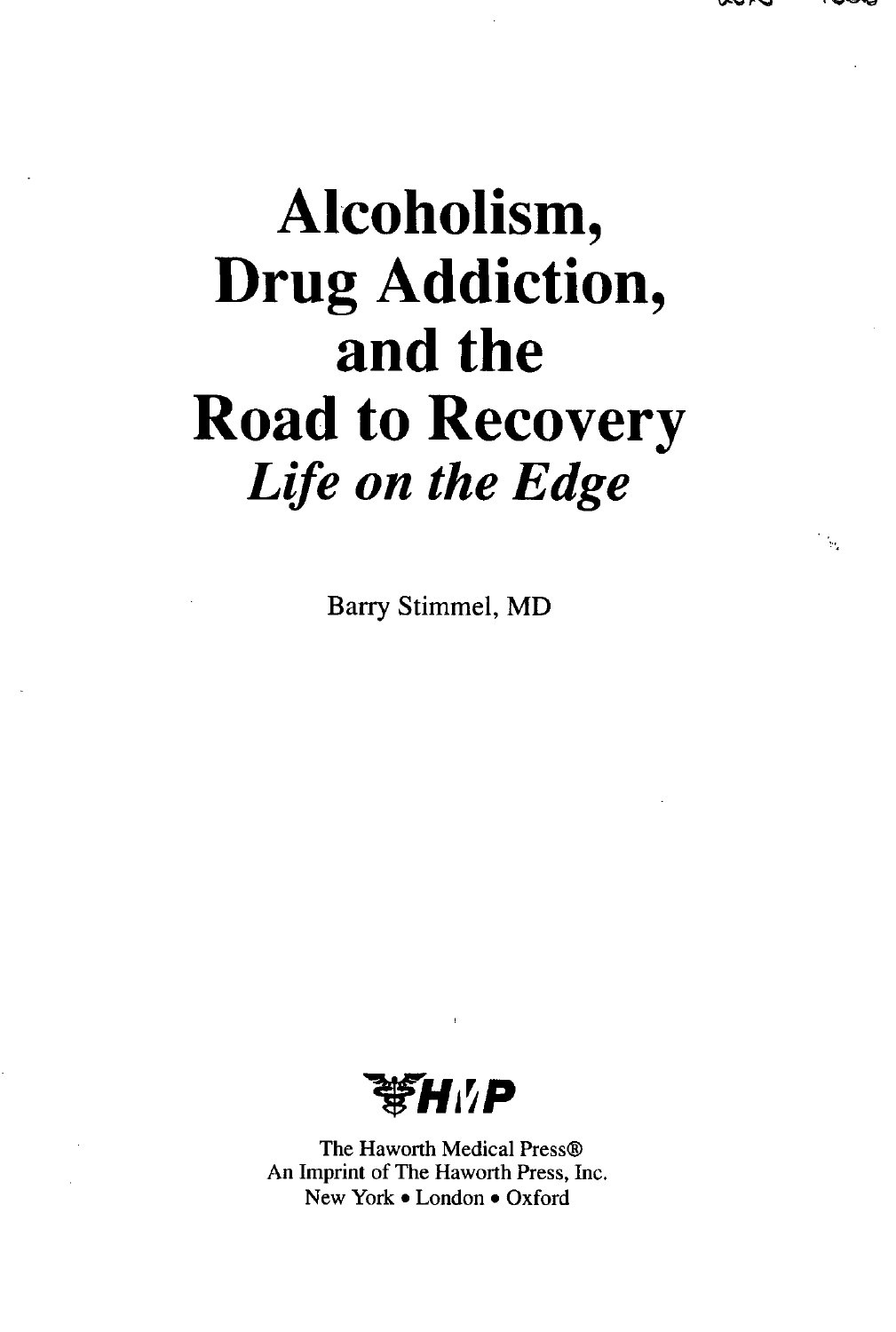# Alcoholism, Drug Addiction, and the Road to Recovery

*Life on the Edge*

Barry Stimmel, MD

HMP

The Haworth Medical Press®
An Imprint of The Haworth Press, Inc.
New York • London • Oxford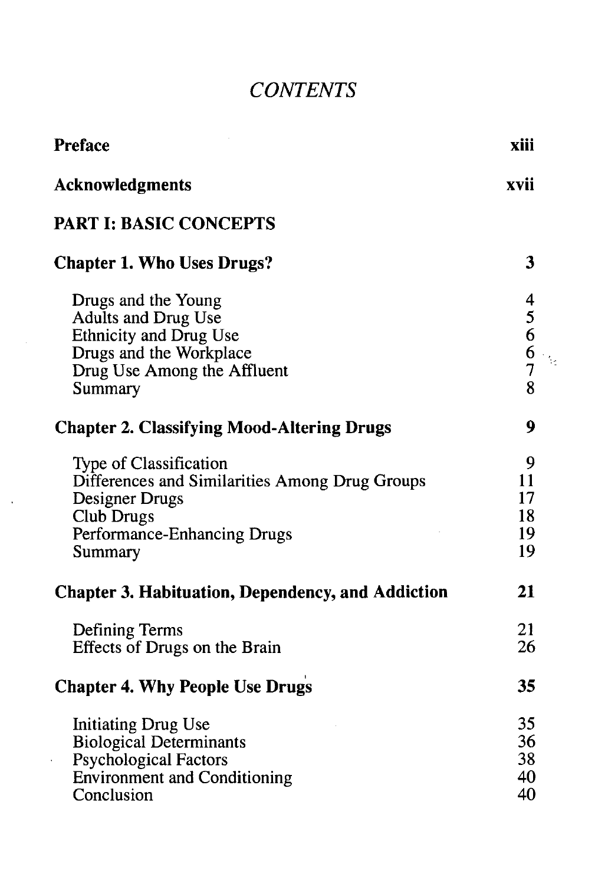# *CONTENTS*

| | |
|---|---|
| **Preface** | **xiii** |
| **Acknowledgments** | **xvii** |
| **PART I: BASIC CONCEPTS** | |
| **Chapter 1. Who Uses Drugs?** | **3** |
| Drugs and the Young | 4 |
| Adults and Drug Use | 5 |
| Ethnicity and Drug Use | 6 |
| Drugs and the Workplace | 6 |
| Drug Use Among the Affluent | 7 |
| Summary | 8 |
| **Chapter 2. Classifying Mood-Altering Drugs** | **9** |
| Type of Classification | 9 |
| Differences and Similarities Among Drug Groups | 11 |
| Designer Drugs | 17 |
| Club Drugs | 18 |
| Performance-Enhancing Drugs | 19 |
| Summary | 19 |
| **Chapter 3. Habituation, Dependency, and Addiction** | **21** |
| Defining Terms | 21 |
| Effects of Drugs on the Brain | 26 |
| **Chapter 4. Why People Use Drugs** | **35** |
| Initiating Drug Use | 35 |
| Biological Determinants | 36 |
| Psychological Factors | 38 |
| Environment and Conditioning | 40 |
| Conclusion | 40 |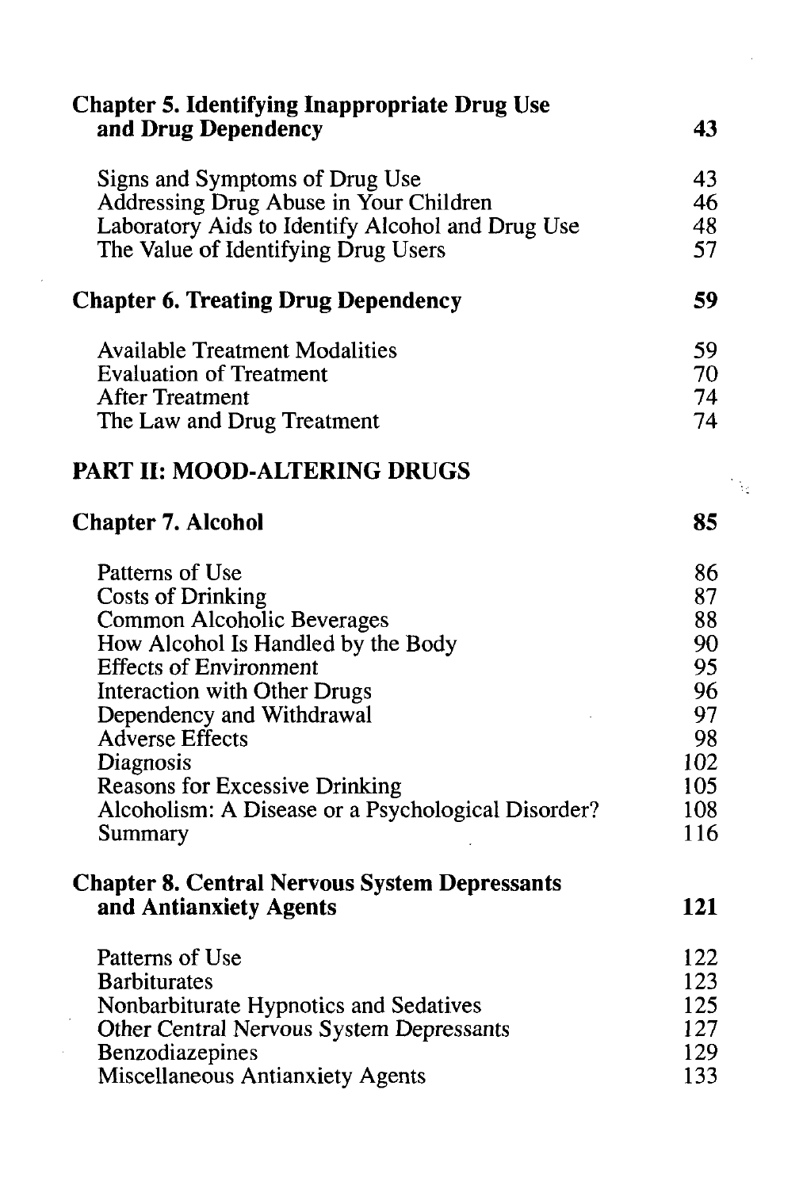**Chapter 5. Identifying Inappropriate Drug Use and Drug Dependency** 43

Signs and Symptoms of Drug Use 43
Addressing Drug Abuse in Your Children 46
Laboratory Aids to Identify Alcohol and Drug Use 48
The Value of Identifying Drug Users 57

**Chapter 6. Treating Drug Dependency** 59

Available Treatment Modalities 59
Evaluation of Treatment 70
After Treatment 74
The Law and Drug Treatment 74

**PART II: MOOD-ALTERING DRUGS**

**Chapter 7. Alcohol** 85

Patterns of Use 86
Costs of Drinking 87
Common Alcoholic Beverages 88
How Alcohol Is Handled by the Body 90
Effects of Environment 95
Interaction with Other Drugs 96
Dependency and Withdrawal 97
Adverse Effects 98
Diagnosis 102
Reasons for Excessive Drinking 105
Alcoholism: A Disease or a Psychological Disorder? 108
Summary 116

**Chapter 8. Central Nervous System Depressants and Antianxiety Agents** 121

Patterns of Use 122
Barbiturates 123
Nonbarbiturate Hypnotics and Sedatives 125
Other Central Nervous System Depressants 127
Benzodiazepines 129
Miscellaneous Antianxiety Agents 133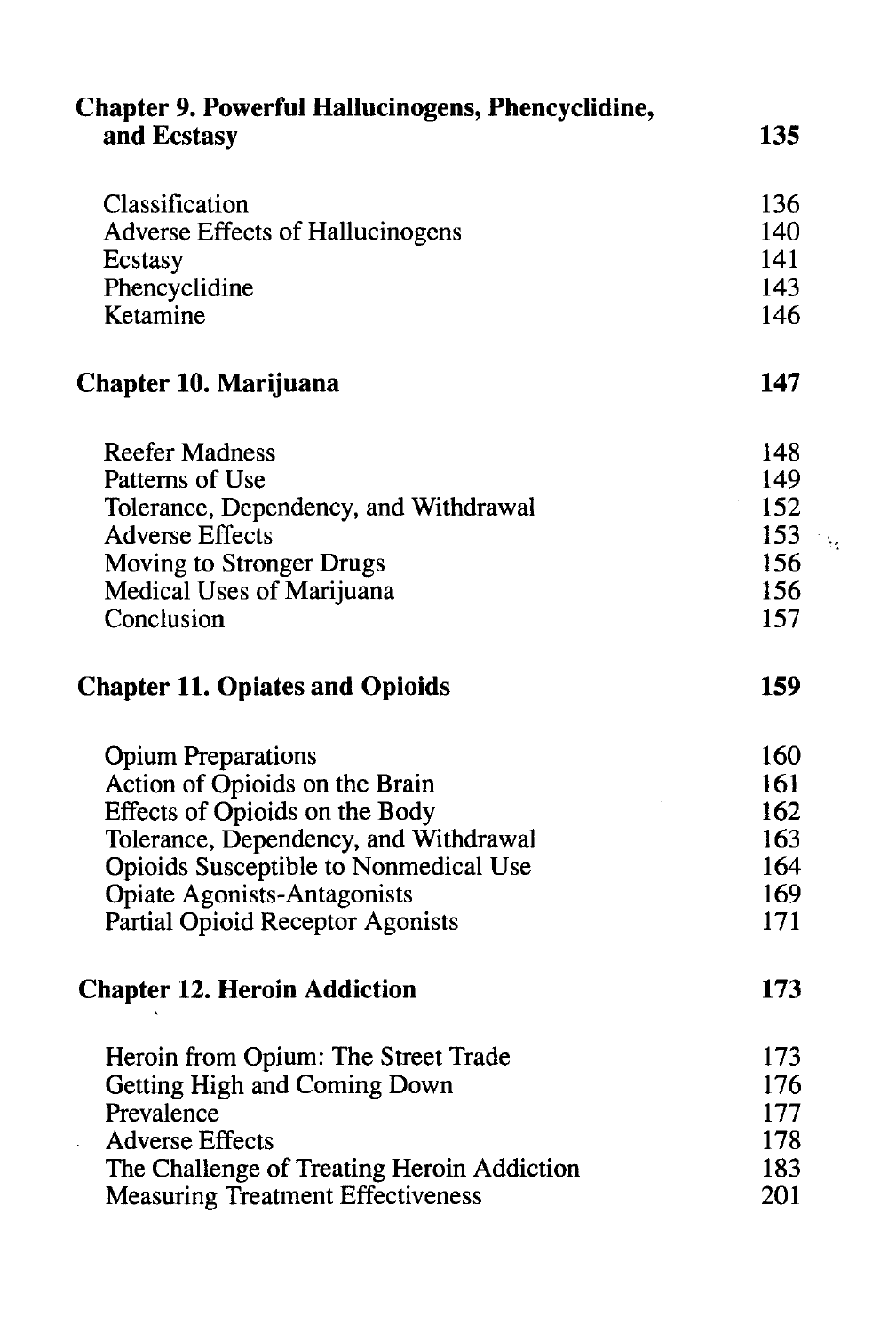| | |
|---|---|
| **Chapter 9. Powerful Hallucinogens, Phencyclidine, and Ecstasy** | **135** |
| Classification | 136 |
| Adverse Effects of Hallucinogens | 140 |
| Ecstasy | 141 |
| Phencyclidine | 143 |
| Ketamine | 146 |
| **Chapter 10. Marijuana** | **147** |
| Reefer Madness | 148 |
| Patterns of Use | 149 |
| Tolerance, Dependency, and Withdrawal | 152 |
| Adverse Effects | 153 |
| Moving to Stronger Drugs | 156 |
| Medical Uses of Marijuana | 156 |
| Conclusion | 157 |
| **Chapter 11. Opiates and Opioids** | **159** |
| Opium Preparations | 160 |
| Action of Opioids on the Brain | 161 |
| Effects of Opioids on the Body | 162 |
| Tolerance, Dependency, and Withdrawal | 163 |
| Opioids Susceptible to Nonmedical Use | 164 |
| Opiate Agonists-Antagonists | 169 |
| Partial Opioid Receptor Agonists | 171 |
| **Chapter 12. Heroin Addiction** | **173** |
| Heroin from Opium: The Street Trade | 173 |
| Getting High and Coming Down | 176 |
| Prevalence | 177 |
| Adverse Effects | 178 |
| The Challenge of Treating Heroin Addiction | 183 |
| Measuring Treatment Effectiveness | 201 |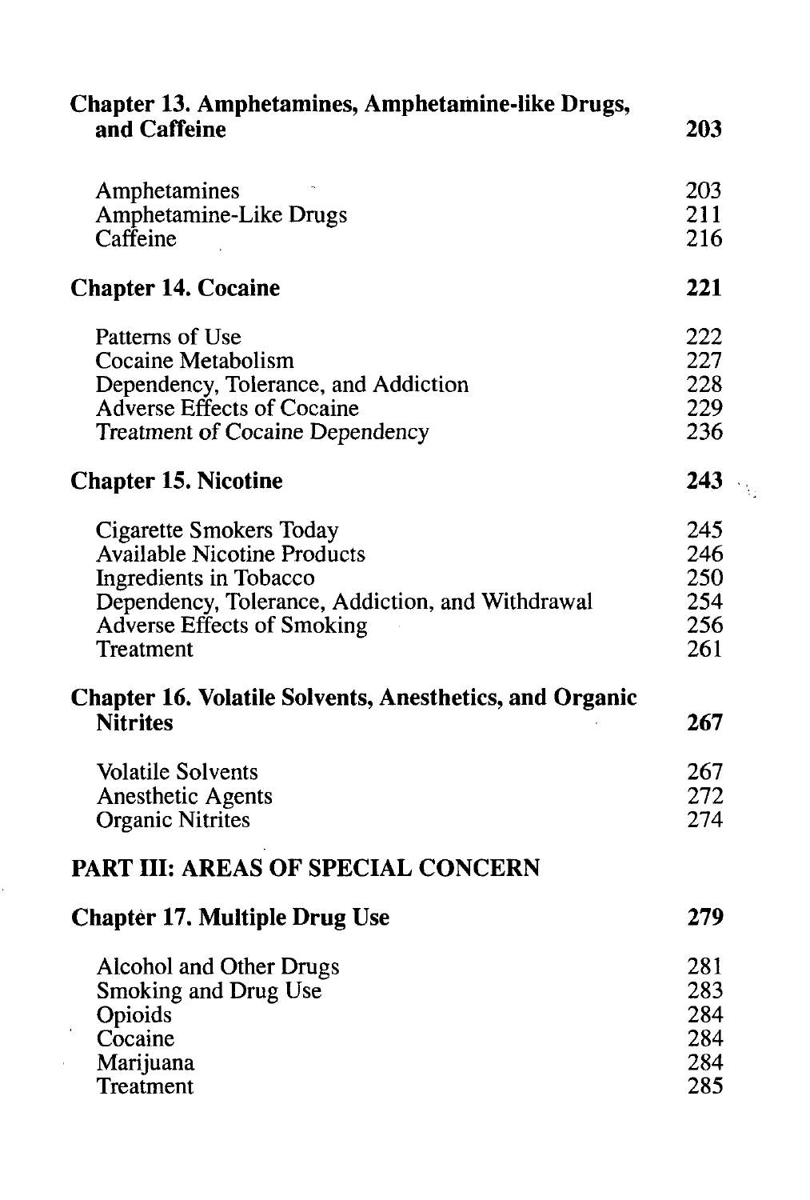**Chapter 13. Amphetamines, Amphetamine-like Drugs, and Caffeine** **203**

Amphetamines 203
Amphetamine-Like Drugs 211
Caffeine 216

**Chapter 14. Cocaine** **221**

Patterns of Use 222
Cocaine Metabolism 227
Dependency, Tolerance, and Addiction 228
Adverse Effects of Cocaine 229
Treatment of Cocaine Dependency 236

**Chapter 15. Nicotine** **243**

Cigarette Smokers Today 245
Available Nicotine Products 246
Ingredients in Tobacco 250
Dependency, Tolerance, Addiction, and Withdrawal 254
Adverse Effects of Smoking 256
Treatment 261

**Chapter 16. Volatile Solvents, Anesthetics, and Organic Nitrites** **267**

Volatile Solvents 267
Anesthetic Agents 272
Organic Nitrites 274

## PART III: AREAS OF SPECIAL CONCERN

**Chapter 17. Multiple Drug Use** **279**

Alcohol and Other Drugs 281
Smoking and Drug Use 283
Opioids 284
Cocaine 284
Marijuana 284
Treatment 285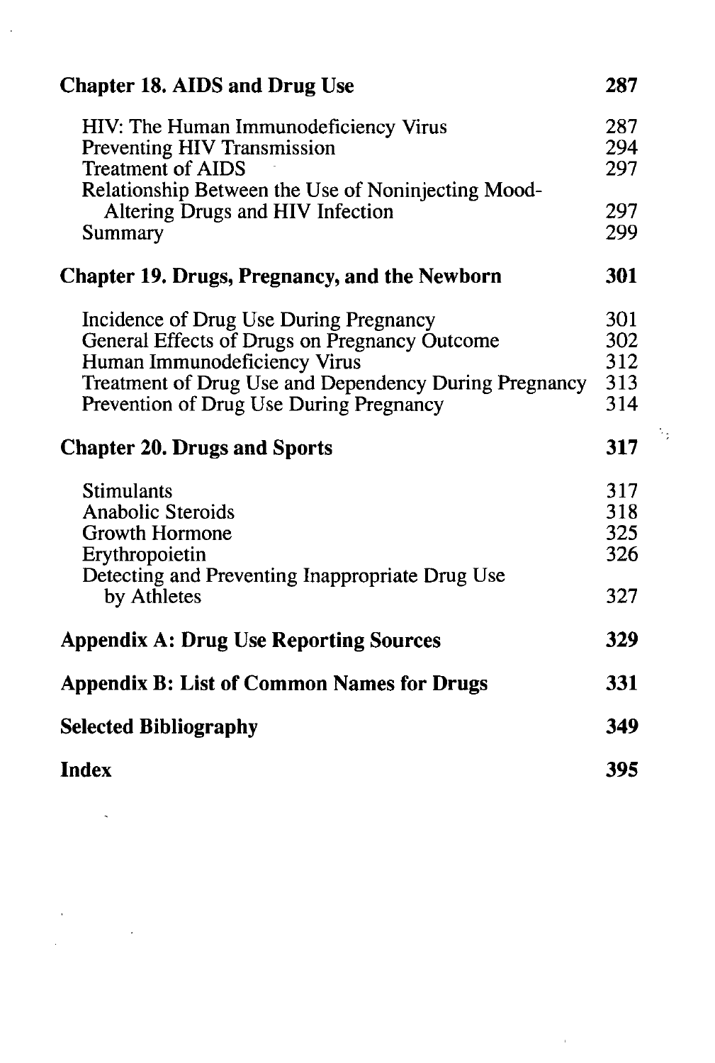**Chapter 18. AIDS and Drug Use** 287

- HIV: The Human Immunodeficiency Virus 287
- Preventing HIV Transmission 294
- Treatment of AIDS 297
- Relationship Between the Use of Noninjecting Mood-Altering Drugs and HIV Infection 297
- Summary 299

**Chapter 19. Drugs, Pregnancy, and the Newborn** 301

- Incidence of Drug Use During Pregnancy 301
- General Effects of Drugs on Pregnancy Outcome 302
- Human Immunodeficiency Virus 312
- Treatment of Drug Use and Dependency During Pregnancy 313
- Prevention of Drug Use During Pregnancy 314

**Chapter 20. Drugs and Sports** 317

- Stimulants 317
- Anabolic Steroids 318
- Growth Hormone 325
- Erythropoietin 326
- Detecting and Preventing Inappropriate Drug Use by Athletes 327

**Appendix A: Drug Use Reporting Sources** 329

**Appendix B: List of Common Names for Drugs** 331

**Selected Bibliography** 349

**Index** 395